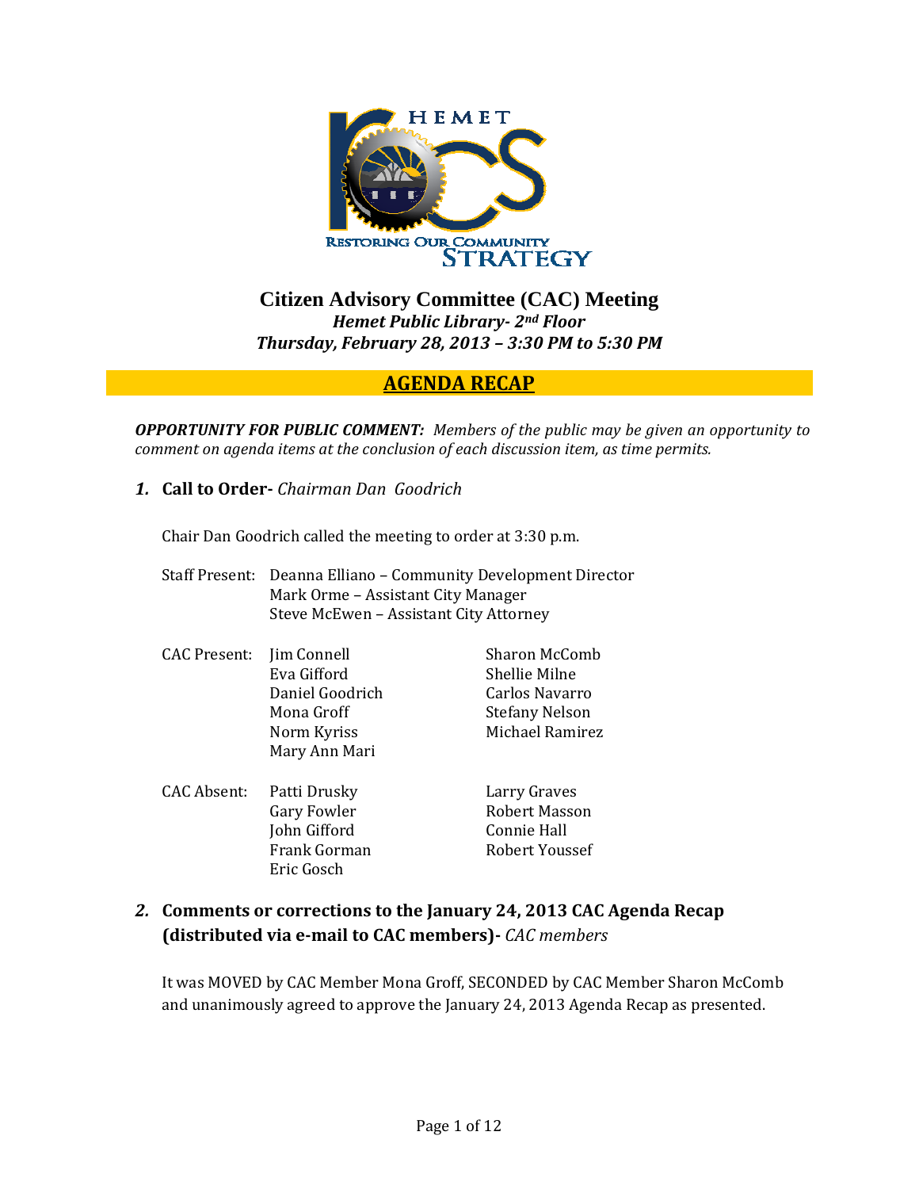HEMET

RESTORING OUR COMMUNITY STRATEGY

# Citizen Advisory Committee (CAC) Meeting

***Hemet Public Library- 2nd Floor***

***Thursday, February 28, 2013 – 3:30 PM to 5:30 PM***

## AGENDA RECAP

***OPPORTUNITY FOR PUBLIC COMMENT:*** *Members of the public may be given an opportunity to comment on agenda items at the conclusion of each discussion item, as time permits.*

### *1.* Call to Order- *Chairman Dan Goodrich*

Chair Dan Goodrich called the meeting to order at 3:30 p.m.

Staff Present:
- Deanna Elliano – Community Development Director
- Mark Orme – Assistant City Manager
- Steve McEwen – Assistant City Attorney

CAC Present:
- Jim Connell
- Eva Gifford
- Daniel Goodrich
- Mona Groff
- Norm Kyriss
- Mary Ann Mari
- Sharon McComb
- Shellie Milne
- Carlos Navarro
- Stefany Nelson
- Michael Ramirez

CAC Absent:
- Patti Drusky
- Gary Fowler
- John Gifford
- Frank Gorman
- Eric Gosch
- Larry Graves
- Robert Masson
- Connie Hall
- Robert Youssef

### *2.* Comments or corrections to the January 24, 2013 CAC Agenda Recap (distributed via e-mail to CAC members)- *CAC members*

It was MOVED by CAC Member Mona Groff, SECONDED by CAC Member Sharon McComb and unanimously agreed to approve the January 24, 2013 Agenda Recap as presented.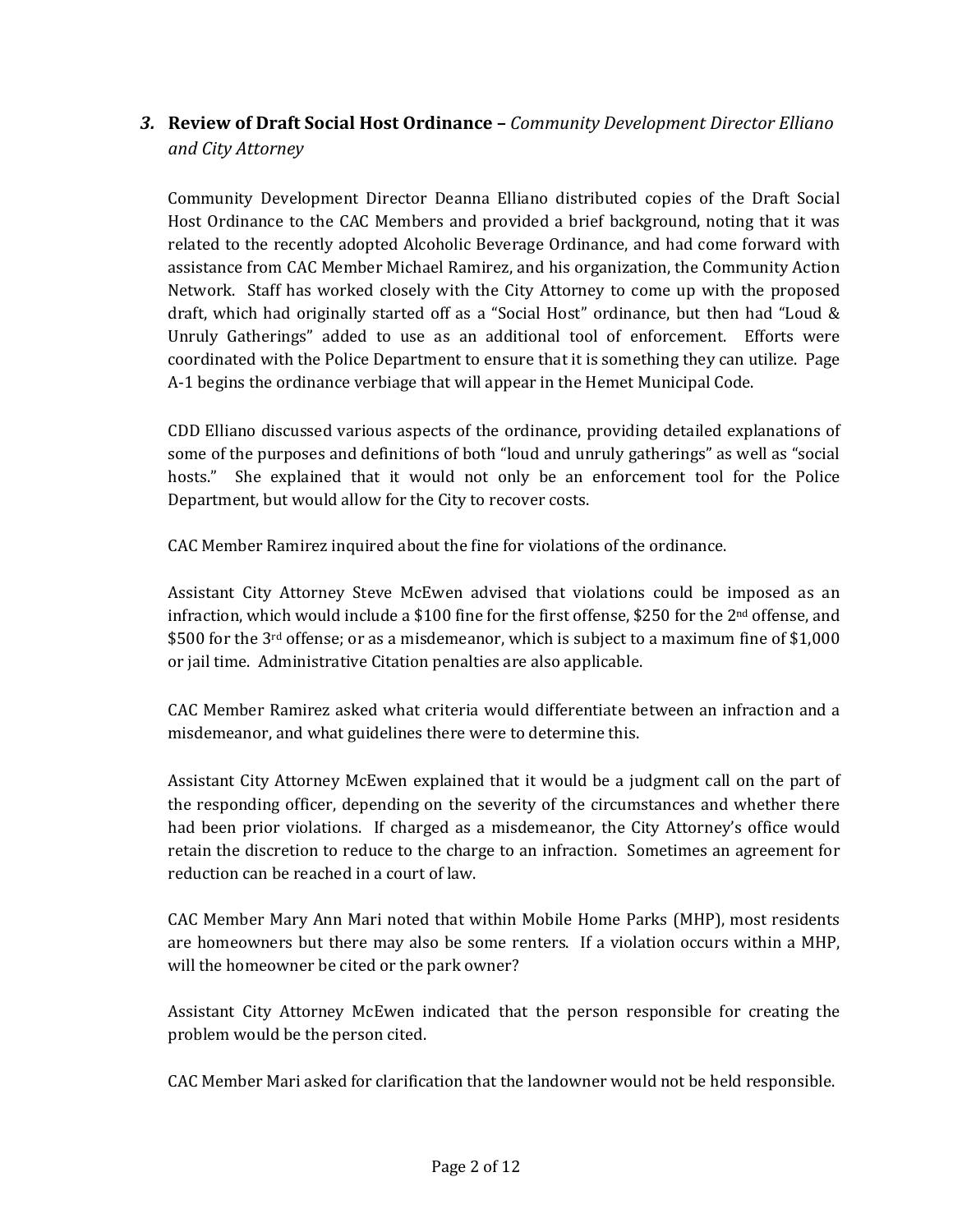### *3.* **Review of Draft Social Host Ordinance –** *Community Development Director Elliano and City Attorney*

Community Development Director Deanna Elliano distributed copies of the Draft Social Host Ordinance to the CAC Members and provided a brief background, noting that it was related to the recently adopted Alcoholic Beverage Ordinance, and had come forward with assistance from CAC Member Michael Ramirez, and his organization, the Community Action Network. Staff has worked closely with the City Attorney to come up with the proposed draft, which had originally started off as a "Social Host" ordinance, but then had "Loud & Unruly Gatherings" added to use as an additional tool of enforcement. Efforts were coordinated with the Police Department to ensure that it is something they can utilize. Page A-1 begins the ordinance verbiage that will appear in the Hemet Municipal Code.

CDD Elliano discussed various aspects of the ordinance, providing detailed explanations of some of the purposes and definitions of both "loud and unruly gatherings" as well as "social hosts." She explained that it would not only be an enforcement tool for the Police Department, but would allow for the City to recover costs.

CAC Member Ramirez inquired about the fine for violations of the ordinance.

Assistant City Attorney Steve McEwen advised that violations could be imposed as an infraction, which would include a $100 fine for the first offense, $250 for the 2nd offense, and $500 for the 3rd offense; or as a misdemeanor, which is subject to a maximum fine of $1,000 or jail time. Administrative Citation penalties are also applicable.

CAC Member Ramirez asked what criteria would differentiate between an infraction and a misdemeanor, and what guidelines there were to determine this.

Assistant City Attorney McEwen explained that it would be a judgment call on the part of the responding officer, depending on the severity of the circumstances and whether there had been prior violations. If charged as a misdemeanor, the City Attorney's office would retain the discretion to reduce to the charge to an infraction. Sometimes an agreement for reduction can be reached in a court of law.

CAC Member Mary Ann Mari noted that within Mobile Home Parks (MHP), most residents are homeowners but there may also be some renters. If a violation occurs within a MHP, will the homeowner be cited or the park owner?

Assistant City Attorney McEwen indicated that the person responsible for creating the problem would be the person cited.

CAC Member Mari asked for clarification that the landowner would not be held responsible.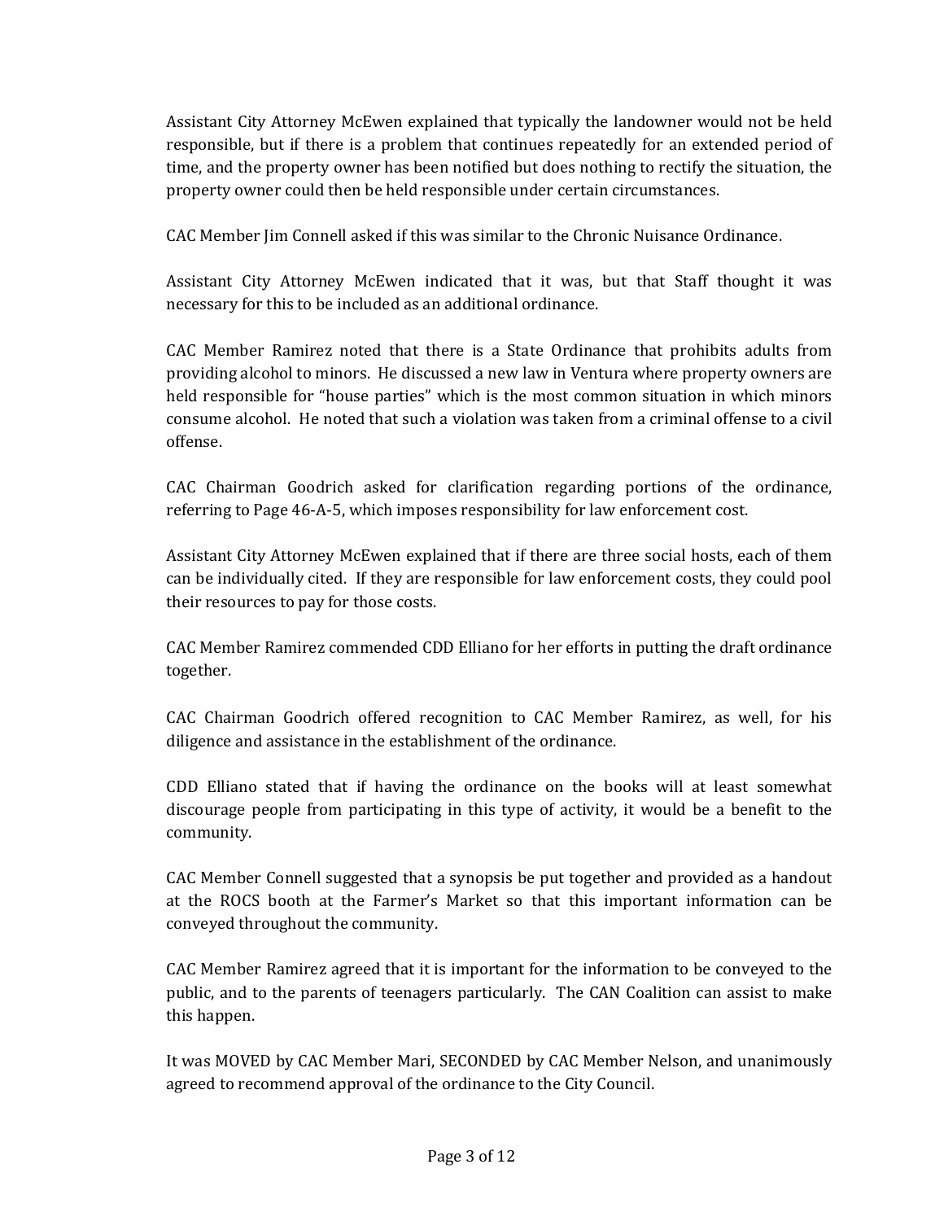Assistant City Attorney McEwen explained that typically the landowner would not be held responsible, but if there is a problem that continues repeatedly for an extended period of time, and the property owner has been notified but does nothing to rectify the situation, the property owner could then be held responsible under certain circumstances.

CAC Member Jim Connell asked if this was similar to the Chronic Nuisance Ordinance.

Assistant City Attorney McEwen indicated that it was, but that Staff thought it was necessary for this to be included as an additional ordinance.

CAC Member Ramirez noted that there is a State Ordinance that prohibits adults from providing alcohol to minors. He discussed a new law in Ventura where property owners are held responsible for "house parties" which is the most common situation in which minors consume alcohol. He noted that such a violation was taken from a criminal offense to a civil offense.

CAC Chairman Goodrich asked for clarification regarding portions of the ordinance, referring to Page 46-A-5, which imposes responsibility for law enforcement cost.

Assistant City Attorney McEwen explained that if there are three social hosts, each of them can be individually cited. If they are responsible for law enforcement costs, they could pool their resources to pay for those costs.

CAC Member Ramirez commended CDD Elliano for her efforts in putting the draft ordinance together.

CAC Chairman Goodrich offered recognition to CAC Member Ramirez, as well, for his diligence and assistance in the establishment of the ordinance.

CDD Elliano stated that if having the ordinance on the books will at least somewhat discourage people from participating in this type of activity, it would be a benefit to the community.

CAC Member Connell suggested that a synopsis be put together and provided as a handout at the ROCS booth at the Farmer's Market so that this important information can be conveyed throughout the community.

CAC Member Ramirez agreed that it is important for the information to be conveyed to the public, and to the parents of teenagers particularly. The CAN Coalition can assist to make this happen.

It was MOVED by CAC Member Mari, SECONDED by CAC Member Nelson, and unanimously agreed to recommend approval of the ordinance to the City Council.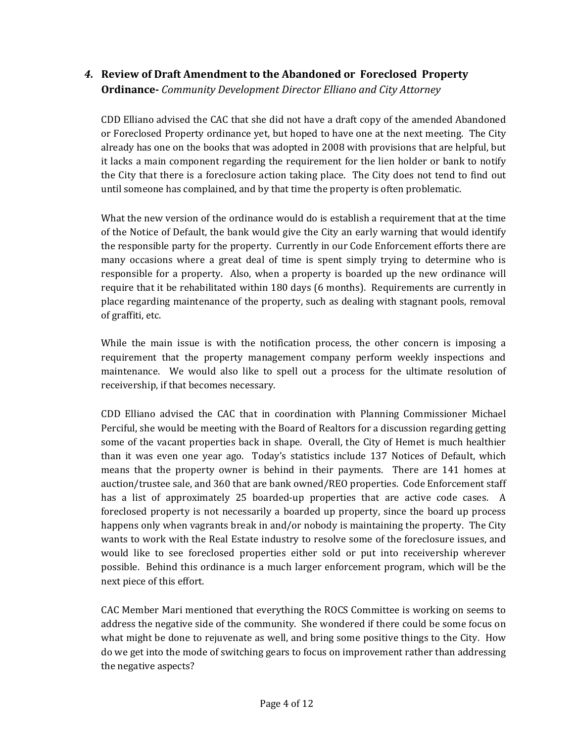## 4. Review of Draft Amendment to the Abandoned or Foreclosed Property Ordinance- *Community Development Director Elliano and City Attorney*

CDD Elliano advised the CAC that she did not have a draft copy of the amended Abandoned or Foreclosed Property ordinance yet, but hoped to have one at the next meeting. The City already has one on the books that was adopted in 2008 with provisions that are helpful, but it lacks a main component regarding the requirement for the lien holder or bank to notify the City that there is a foreclosure action taking place. The City does not tend to find out until someone has complained, and by that time the property is often problematic.

What the new version of the ordinance would do is establish a requirement that at the time of the Notice of Default, the bank would give the City an early warning that would identify the responsible party for the property. Currently in our Code Enforcement efforts there are many occasions where a great deal of time is spent simply trying to determine who is responsible for a property. Also, when a property is boarded up the new ordinance will require that it be rehabilitated within 180 days (6 months). Requirements are currently in place regarding maintenance of the property, such as dealing with stagnant pools, removal of graffiti, etc.

While the main issue is with the notification process, the other concern is imposing a requirement that the property management company perform weekly inspections and maintenance. We would also like to spell out a process for the ultimate resolution of receivership, if that becomes necessary.

CDD Elliano advised the CAC that in coordination with Planning Commissioner Michael Perciful, she would be meeting with the Board of Realtors for a discussion regarding getting some of the vacant properties back in shape. Overall, the City of Hemet is much healthier than it was even one year ago. Today's statistics include 137 Notices of Default, which means that the property owner is behind in their payments. There are 141 homes at auction/trustee sale, and 360 that are bank owned/REO properties. Code Enforcement staff has a list of approximately 25 boarded-up properties that are active code cases. A foreclosed property is not necessarily a boarded up property, since the board up process happens only when vagrants break in and/or nobody is maintaining the property. The City wants to work with the Real Estate industry to resolve some of the foreclosure issues, and would like to see foreclosed properties either sold or put into receivership wherever possible. Behind this ordinance is a much larger enforcement program, which will be the next piece of this effort.

CAC Member Mari mentioned that everything the ROCS Committee is working on seems to address the negative side of the community. She wondered if there could be some focus on what might be done to rejuvenate as well, and bring some positive things to the City. How do we get into the mode of switching gears to focus on improvement rather than addressing the negative aspects?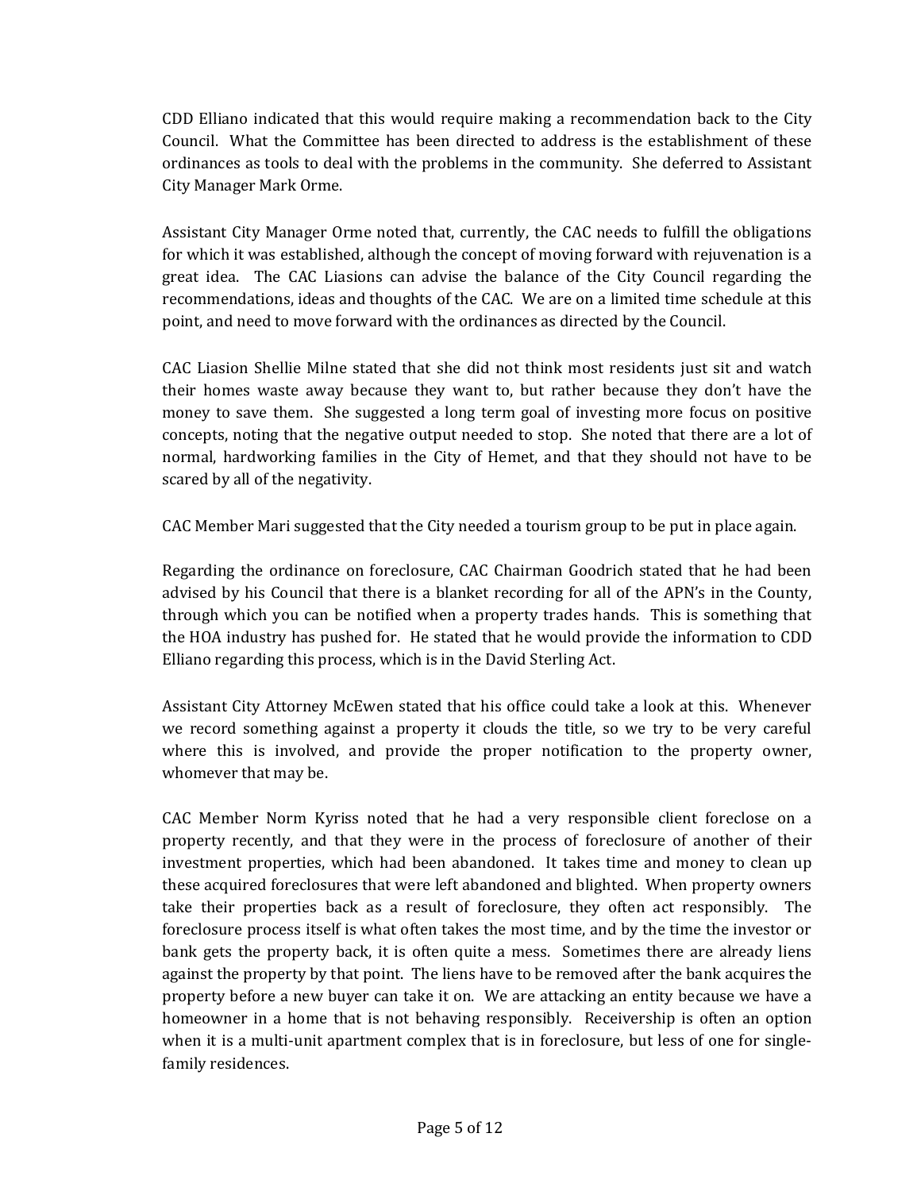CDD Elliano indicated that this would require making a recommendation back to the City Council. What the Committee has been directed to address is the establishment of these ordinances as tools to deal with the problems in the community. She deferred to Assistant City Manager Mark Orme.

Assistant City Manager Orme noted that, currently, the CAC needs to fulfill the obligations for which it was established, although the concept of moving forward with rejuvenation is a great idea. The CAC Liasions can advise the balance of the City Council regarding the recommendations, ideas and thoughts of the CAC. We are on a limited time schedule at this point, and need to move forward with the ordinances as directed by the Council.

CAC Liasion Shellie Milne stated that she did not think most residents just sit and watch their homes waste away because they want to, but rather because they don't have the money to save them. She suggested a long term goal of investing more focus on positive concepts, noting that the negative output needed to stop. She noted that there are a lot of normal, hardworking families in the City of Hemet, and that they should not have to be scared by all of the negativity.

CAC Member Mari suggested that the City needed a tourism group to be put in place again.

Regarding the ordinance on foreclosure, CAC Chairman Goodrich stated that he had been advised by his Council that there is a blanket recording for all of the APN's in the County, through which you can be notified when a property trades hands. This is something that the HOA industry has pushed for. He stated that he would provide the information to CDD Elliano regarding this process, which is in the David Sterling Act.

Assistant City Attorney McEwen stated that his office could take a look at this. Whenever we record something against a property it clouds the title, so we try to be very careful where this is involved, and provide the proper notification to the property owner, whomever that may be.

CAC Member Norm Kyriss noted that he had a very responsible client foreclose on a property recently, and that they were in the process of foreclosure of another of their investment properties, which had been abandoned. It takes time and money to clean up these acquired foreclosures that were left abandoned and blighted. When property owners take their properties back as a result of foreclosure, they often act responsibly. The foreclosure process itself is what often takes the most time, and by the time the investor or bank gets the property back, it is often quite a mess. Sometimes there are already liens against the property by that point. The liens have to be removed after the bank acquires the property before a new buyer can take it on. We are attacking an entity because we have a homeowner in a home that is not behaving responsibly. Receivership is often an option when it is a multi-unit apartment complex that is in foreclosure, but less of one for single-family residences.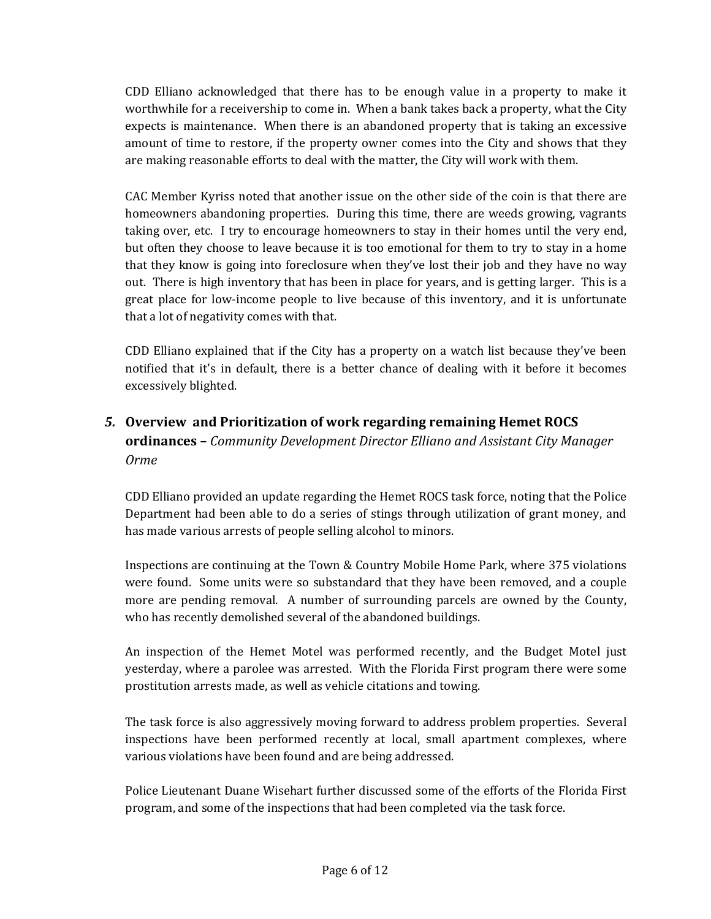CDD Elliano acknowledged that there has to be enough value in a property to make it worthwhile for a receivership to come in. When a bank takes back a property, what the City expects is maintenance. When there is an abandoned property that is taking an excessive amount of time to restore, if the property owner comes into the City and shows that they are making reasonable efforts to deal with the matter, the City will work with them.

CAC Member Kyriss noted that another issue on the other side of the coin is that there are homeowners abandoning properties. During this time, there are weeds growing, vagrants taking over, etc. I try to encourage homeowners to stay in their homes until the very end, but often they choose to leave because it is too emotional for them to try to stay in a home that they know is going into foreclosure when they've lost their job and they have no way out. There is high inventory that has been in place for years, and is getting larger. This is a great place for low-income people to live because of this inventory, and it is unfortunate that a lot of negativity comes with that.

CDD Elliano explained that if the City has a property on a watch list because they've been notified that it's in default, there is a better chance of dealing with it before it becomes excessively blighted.

### *5.* **Overview and Prioritization of work regarding remaining Hemet ROCS ordinances –** *Community Development Director Elliano and Assistant City Manager Orme*

CDD Elliano provided an update regarding the Hemet ROCS task force, noting that the Police Department had been able to do a series of stings through utilization of grant money, and has made various arrests of people selling alcohol to minors.

Inspections are continuing at the Town & Country Mobile Home Park, where 375 violations were found. Some units were so substandard that they have been removed, and a couple more are pending removal. A number of surrounding parcels are owned by the County, who has recently demolished several of the abandoned buildings.

An inspection of the Hemet Motel was performed recently, and the Budget Motel just yesterday, where a parolee was arrested. With the Florida First program there were some prostitution arrests made, as well as vehicle citations and towing.

The task force is also aggressively moving forward to address problem properties. Several inspections have been performed recently at local, small apartment complexes, where various violations have been found and are being addressed.

Police Lieutenant Duane Wisehart further discussed some of the efforts of the Florida First program, and some of the inspections that had been completed via the task force.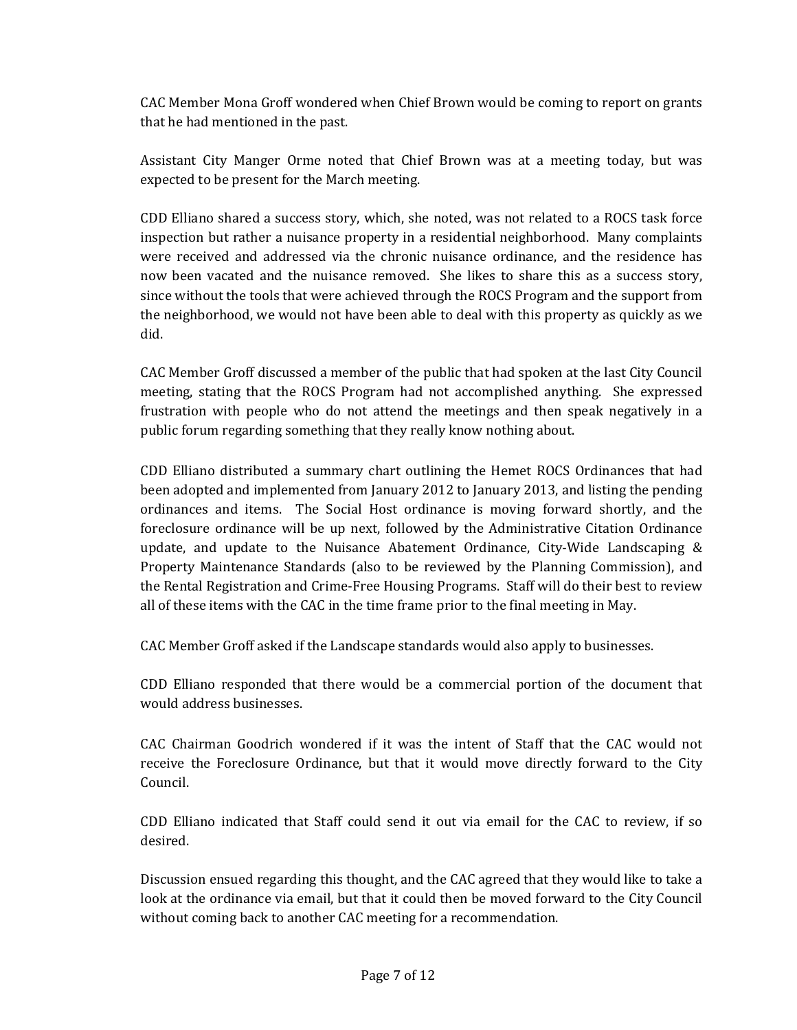CAC Member Mona Groff wondered when Chief Brown would be coming to report on grants that he had mentioned in the past.

Assistant City Manger Orme noted that Chief Brown was at a meeting today, but was expected to be present for the March meeting.

CDD Elliano shared a success story, which, she noted, was not related to a ROCS task force inspection but rather a nuisance property in a residential neighborhood. Many complaints were received and addressed via the chronic nuisance ordinance, and the residence has now been vacated and the nuisance removed. She likes to share this as a success story, since without the tools that were achieved through the ROCS Program and the support from the neighborhood, we would not have been able to deal with this property as quickly as we did.

CAC Member Groff discussed a member of the public that had spoken at the last City Council meeting, stating that the ROCS Program had not accomplished anything. She expressed frustration with people who do not attend the meetings and then speak negatively in a public forum regarding something that they really know nothing about.

CDD Elliano distributed a summary chart outlining the Hemet ROCS Ordinances that had been adopted and implemented from January 2012 to January 2013, and listing the pending ordinances and items. The Social Host ordinance is moving forward shortly, and the foreclosure ordinance will be up next, followed by the Administrative Citation Ordinance update, and update to the Nuisance Abatement Ordinance, City-Wide Landscaping & Property Maintenance Standards (also to be reviewed by the Planning Commission), and the Rental Registration and Crime-Free Housing Programs. Staff will do their best to review all of these items with the CAC in the time frame prior to the final meeting in May.

CAC Member Groff asked if the Landscape standards would also apply to businesses.

CDD Elliano responded that there would be a commercial portion of the document that would address businesses.

CAC Chairman Goodrich wondered if it was the intent of Staff that the CAC would not receive the Foreclosure Ordinance, but that it would move directly forward to the City Council.

CDD Elliano indicated that Staff could send it out via email for the CAC to review, if so desired.

Discussion ensued regarding this thought, and the CAC agreed that they would like to take a look at the ordinance via email, but that it could then be moved forward to the City Council without coming back to another CAC meeting for a recommendation.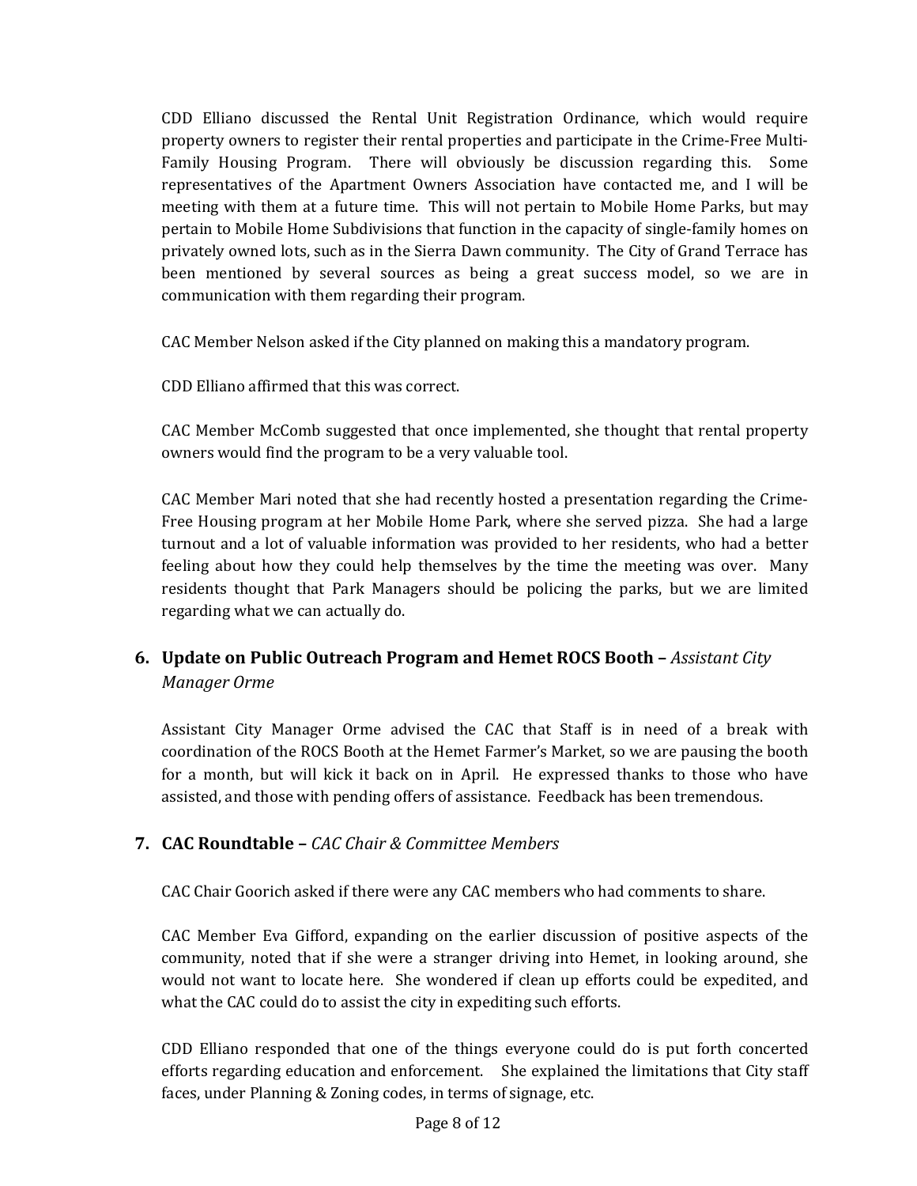CDD Elliano discussed the Rental Unit Registration Ordinance, which would require property owners to register their rental properties and participate in the Crime-Free Multi-Family Housing Program. There will obviously be discussion regarding this. Some representatives of the Apartment Owners Association have contacted me, and I will be meeting with them at a future time. This will not pertain to Mobile Home Parks, but may pertain to Mobile Home Subdivisions that function in the capacity of single-family homes on privately owned lots, such as in the Sierra Dawn community. The City of Grand Terrace has been mentioned by several sources as being a great success model, so we are in communication with them regarding their program.

CAC Member Nelson asked if the City planned on making this a mandatory program.

CDD Elliano affirmed that this was correct.

CAC Member McComb suggested that once implemented, she thought that rental property owners would find the program to be a very valuable tool.

CAC Member Mari noted that she had recently hosted a presentation regarding the Crime-Free Housing program at her Mobile Home Park, where she served pizza. She had a large turnout and a lot of valuable information was provided to her residents, who had a better feeling about how they could help themselves by the time the meeting was over. Many residents thought that Park Managers should be policing the parks, but we are limited regarding what we can actually do.

### 6. Update on Public Outreach Program and Hemet ROCS Booth – *Assistant City Manager Orme*

Assistant City Manager Orme advised the CAC that Staff is in need of a break with coordination of the ROCS Booth at the Hemet Farmer's Market, so we are pausing the booth for a month, but will kick it back on in April. He expressed thanks to those who have assisted, and those with pending offers of assistance. Feedback has been tremendous.

### 7. CAC Roundtable – *CAC Chair & Committee Members*

CAC Chair Goorich asked if there were any CAC members who had comments to share.

CAC Member Eva Gifford, expanding on the earlier discussion of positive aspects of the community, noted that if she were a stranger driving into Hemet, in looking around, she would not want to locate here. She wondered if clean up efforts could be expedited, and what the CAC could do to assist the city in expediting such efforts.

CDD Elliano responded that one of the things everyone could do is put forth concerted efforts regarding education and enforcement. She explained the limitations that City staff faces, under Planning & Zoning codes, in terms of signage, etc.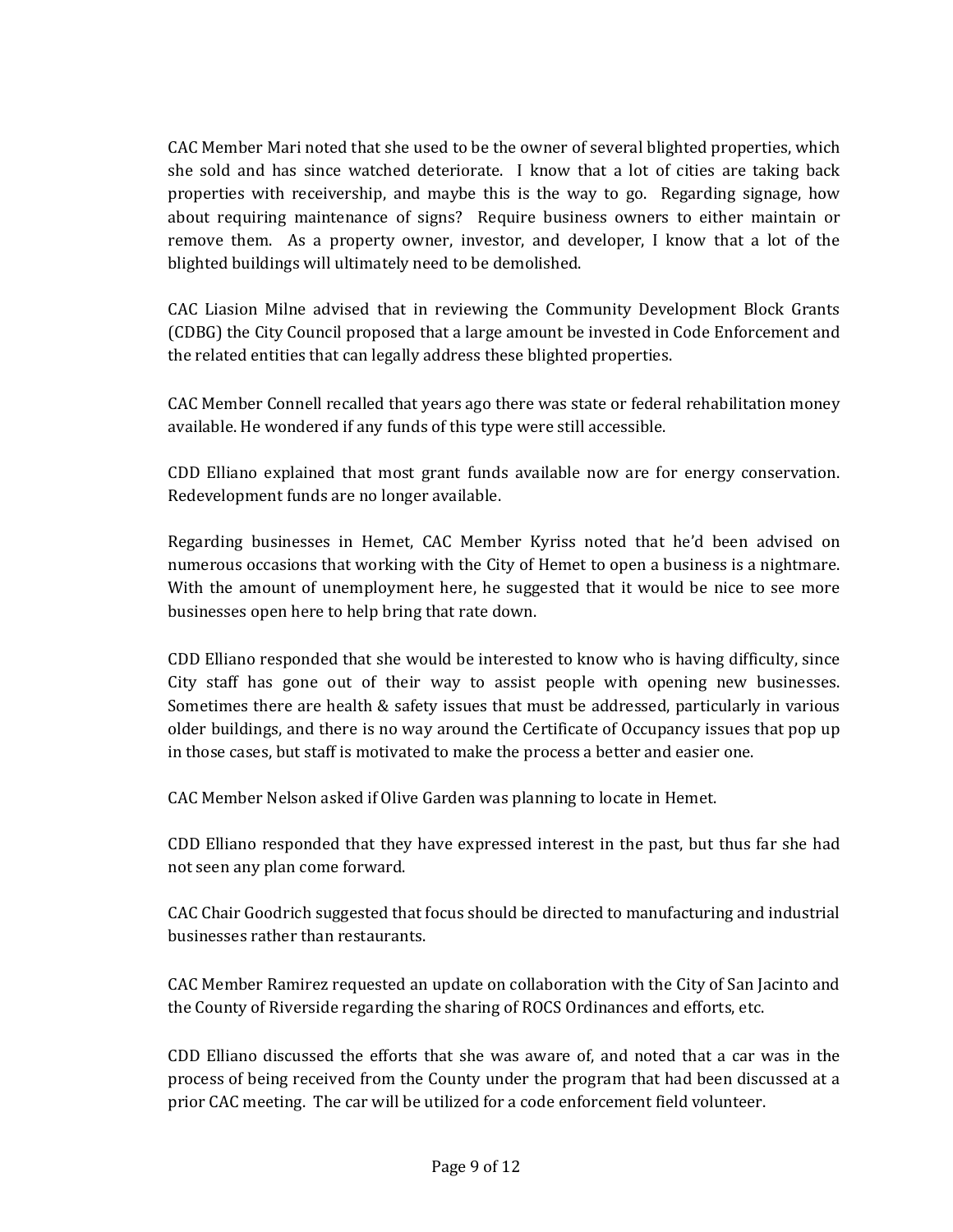CAC Member Mari noted that she used to be the owner of several blighted properties, which she sold and has since watched deteriorate. I know that a lot of cities are taking back properties with receivership, and maybe this is the way to go. Regarding signage, how about requiring maintenance of signs? Require business owners to either maintain or remove them. As a property owner, investor, and developer, I know that a lot of the blighted buildings will ultimately need to be demolished.

CAC Liasion Milne advised that in reviewing the Community Development Block Grants (CDBG) the City Council proposed that a large amount be invested in Code Enforcement and the related entities that can legally address these blighted properties.

CAC Member Connell recalled that years ago there was state or federal rehabilitation money available. He wondered if any funds of this type were still accessible.

CDD Elliano explained that most grant funds available now are for energy conservation. Redevelopment funds are no longer available.

Regarding businesses in Hemet, CAC Member Kyriss noted that he'd been advised on numerous occasions that working with the City of Hemet to open a business is a nightmare. With the amount of unemployment here, he suggested that it would be nice to see more businesses open here to help bring that rate down.

CDD Elliano responded that she would be interested to know who is having difficulty, since City staff has gone out of their way to assist people with opening new businesses. Sometimes there are health & safety issues that must be addressed, particularly in various older buildings, and there is no way around the Certificate of Occupancy issues that pop up in those cases, but staff is motivated to make the process a better and easier one.

CAC Member Nelson asked if Olive Garden was planning to locate in Hemet.

CDD Elliano responded that they have expressed interest in the past, but thus far she had not seen any plan come forward.

CAC Chair Goodrich suggested that focus should be directed to manufacturing and industrial businesses rather than restaurants.

CAC Member Ramirez requested an update on collaboration with the City of San Jacinto and the County of Riverside regarding the sharing of ROCS Ordinances and efforts, etc.

CDD Elliano discussed the efforts that she was aware of, and noted that a car was in the process of being received from the County under the program that had been discussed at a prior CAC meeting. The car will be utilized for a code enforcement field volunteer.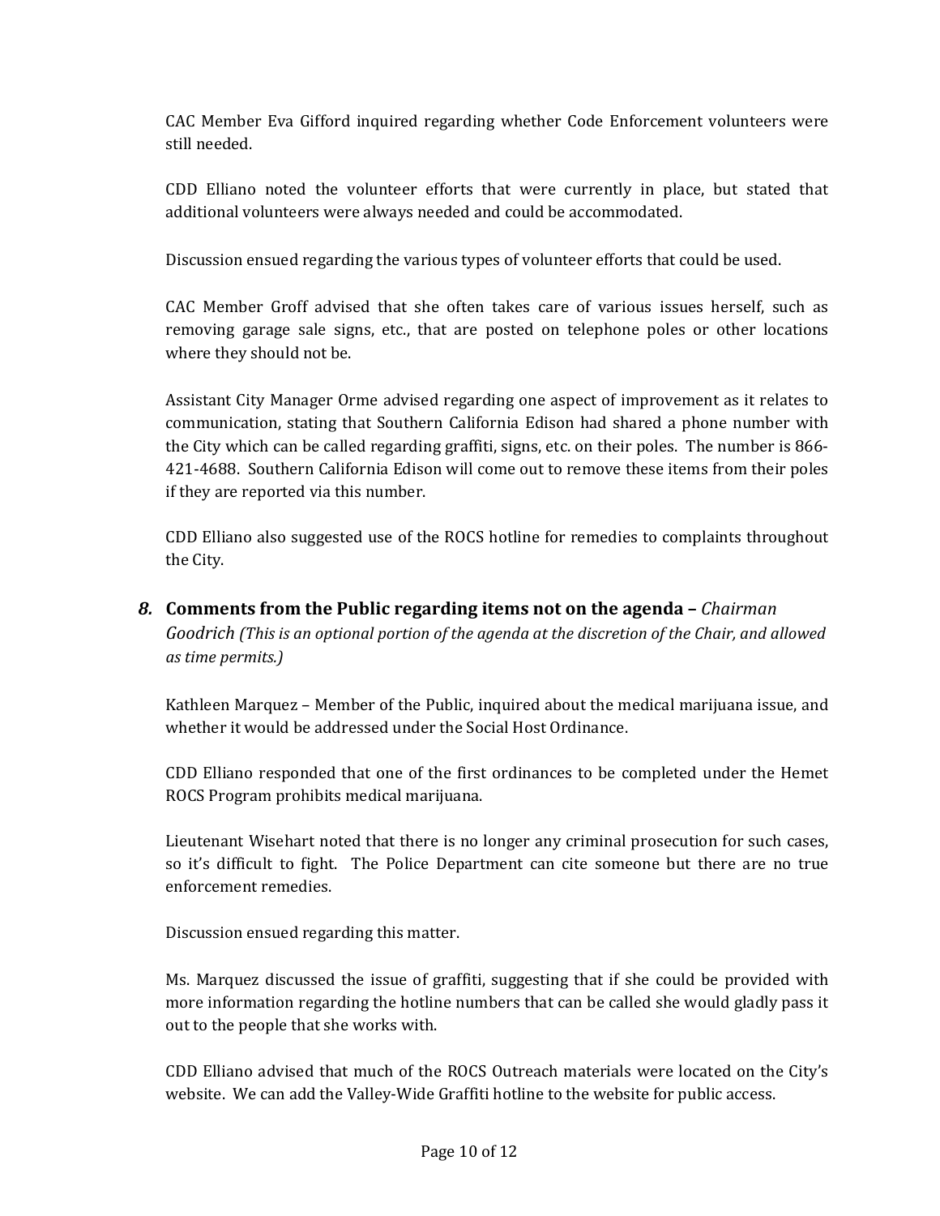CAC Member Eva Gifford inquired regarding whether Code Enforcement volunteers were still needed.

CDD Elliano noted the volunteer efforts that were currently in place, but stated that additional volunteers were always needed and could be accommodated.

Discussion ensued regarding the various types of volunteer efforts that could be used.

CAC Member Groff advised that she often takes care of various issues herself, such as removing garage sale signs, etc., that are posted on telephone poles or other locations where they should not be.

Assistant City Manager Orme advised regarding one aspect of improvement as it relates to communication, stating that Southern California Edison had shared a phone number with the City which can be called regarding graffiti, signs, etc. on their poles. The number is 866-421-4688. Southern California Edison will come out to remove these items from their poles if they are reported via this number.

CDD Elliano also suggested use of the ROCS hotline for remedies to complaints throughout the City.

### *8.* **Comments from the Public regarding items not on the agenda –** *Chairman Goodrich (This is an optional portion of the agenda at the discretion of the Chair, and allowed as time permits.)*

Kathleen Marquez – Member of the Public, inquired about the medical marijuana issue, and whether it would be addressed under the Social Host Ordinance.

CDD Elliano responded that one of the first ordinances to be completed under the Hemet ROCS Program prohibits medical marijuana.

Lieutenant Wisehart noted that there is no longer any criminal prosecution for such cases, so it's difficult to fight. The Police Department can cite someone but there are no true enforcement remedies.

Discussion ensued regarding this matter.

Ms. Marquez discussed the issue of graffiti, suggesting that if she could be provided with more information regarding the hotline numbers that can be called she would gladly pass it out to the people that she works with.

CDD Elliano advised that much of the ROCS Outreach materials were located on the City's website. We can add the Valley-Wide Graffiti hotline to the website for public access.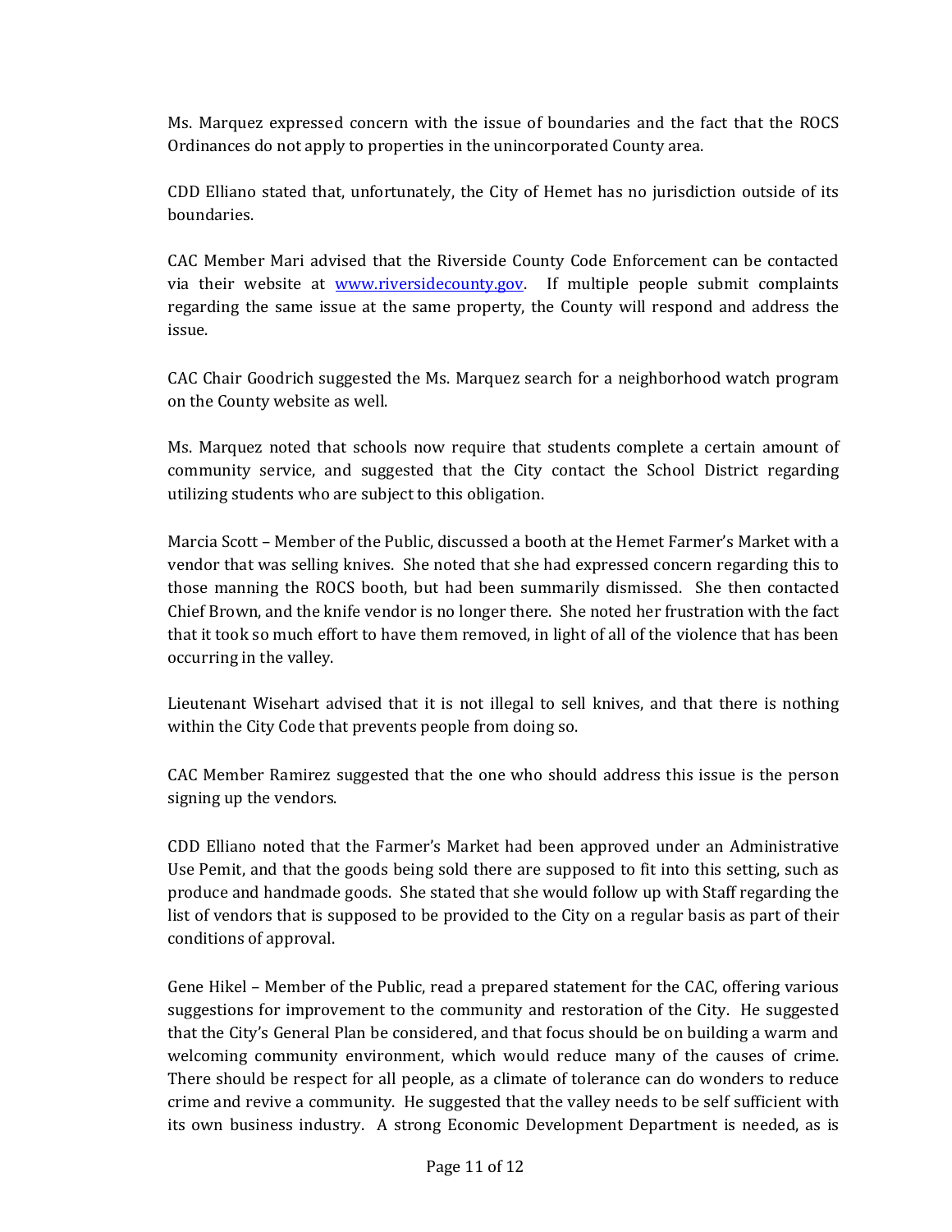Ms. Marquez expressed concern with the issue of boundaries and the fact that the ROCS Ordinances do not apply to properties in the unincorporated County area.

CDD Elliano stated that, unfortunately, the City of Hemet has no jurisdiction outside of its boundaries.

CAC Member Mari advised that the Riverside County Code Enforcement can be contacted via their website at [www.riversidecounty.gov](http://www.riversidecounty.gov). If multiple people submit complaints regarding the same issue at the same property, the County will respond and address the issue.

CAC Chair Goodrich suggested the Ms. Marquez search for a neighborhood watch program on the County website as well.

Ms. Marquez noted that schools now require that students complete a certain amount of community service, and suggested that the City contact the School District regarding utilizing students who are subject to this obligation.

Marcia Scott – Member of the Public, discussed a booth at the Hemet Farmer's Market with a vendor that was selling knives. She noted that she had expressed concern regarding this to those manning the ROCS booth, but had been summarily dismissed. She then contacted Chief Brown, and the knife vendor is no longer there. She noted her frustration with the fact that it took so much effort to have them removed, in light of all of the violence that has been occurring in the valley.

Lieutenant Wisehart advised that it is not illegal to sell knives, and that there is nothing within the City Code that prevents people from doing so.

CAC Member Ramirez suggested that the one who should address this issue is the person signing up the vendors.

CDD Elliano noted that the Farmer's Market had been approved under an Administrative Use Pemit, and that the goods being sold there are supposed to fit into this setting, such as produce and handmade goods. She stated that she would follow up with Staff regarding the list of vendors that is supposed to be provided to the City on a regular basis as part of their conditions of approval.

Gene Hikel – Member of the Public, read a prepared statement for the CAC, offering various suggestions for improvement to the community and restoration of the City. He suggested that the City's General Plan be considered, and that focus should be on building a warm and welcoming community environment, which would reduce many of the causes of crime. There should be respect for all people, as a climate of tolerance can do wonders to reduce crime and revive a community. He suggested that the valley needs to be self sufficient with its own business industry. A strong Economic Development Department is needed, as is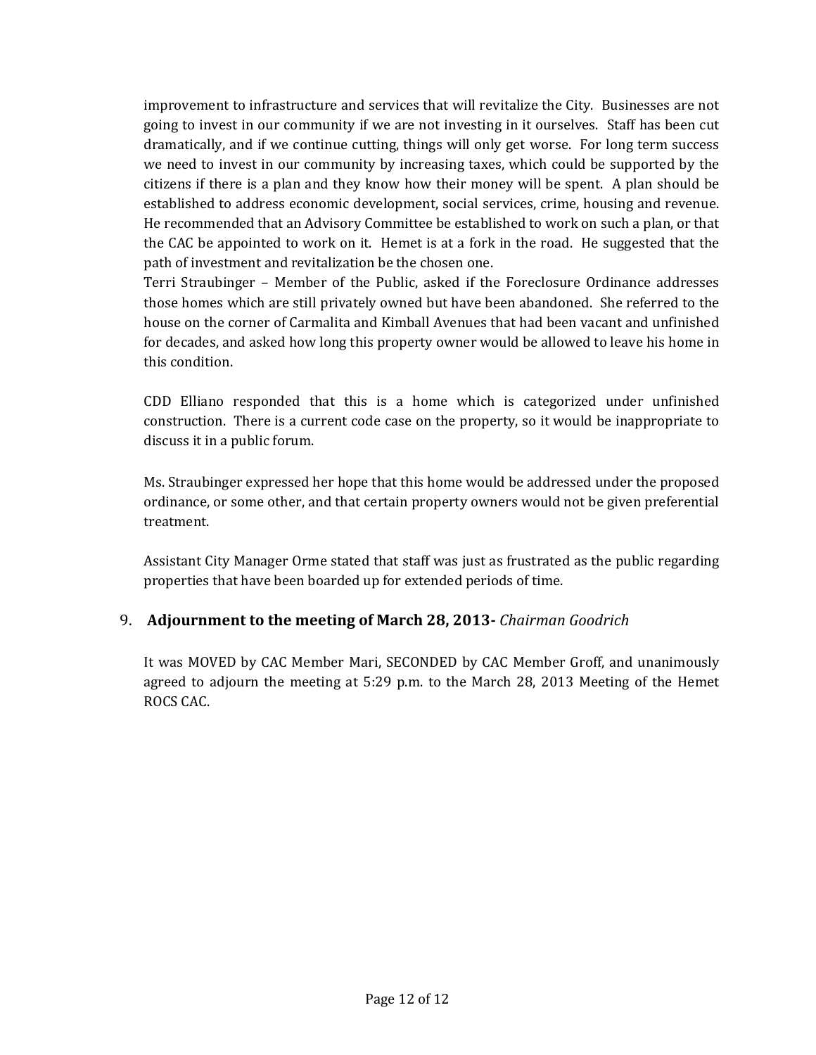improvement to infrastructure and services that will revitalize the City. Businesses are not going to invest in our community if we are not investing in it ourselves. Staff has been cut dramatically, and if we continue cutting, things will only get worse. For long term success we need to invest in our community by increasing taxes, which could be supported by the citizens if there is a plan and they know how their money will be spent. A plan should be established to address economic development, social services, crime, housing and revenue. He recommended that an Advisory Committee be established to work on such a plan, or that the CAC be appointed to work on it. Hemet is at a fork in the road. He suggested that the path of investment and revitalization be the chosen one.

Terri Straubinger – Member of the Public, asked if the Foreclosure Ordinance addresses those homes which are still privately owned but have been abandoned. She referred to the house on the corner of Carmalita and Kimball Avenues that had been vacant and unfinished for decades, and asked how long this property owner would be allowed to leave his home in this condition.

CDD Elliano responded that this is a home which is categorized under unfinished construction. There is a current code case on the property, so it would be inappropriate to discuss it in a public forum.

Ms. Straubinger expressed her hope that this home would be addressed under the proposed ordinance, or some other, and that certain property owners would not be given preferential treatment.

Assistant City Manager Orme stated that staff was just as frustrated as the public regarding properties that have been boarded up for extended periods of time.

## 9. **Adjournment to the meeting of March 28, 2013-** *Chairman Goodrich*

It was MOVED by CAC Member Mari, SECONDED by CAC Member Groff, and unanimously agreed to adjourn the meeting at 5:29 p.m. to the March 28, 2013 Meeting of the Hemet ROCS CAC.